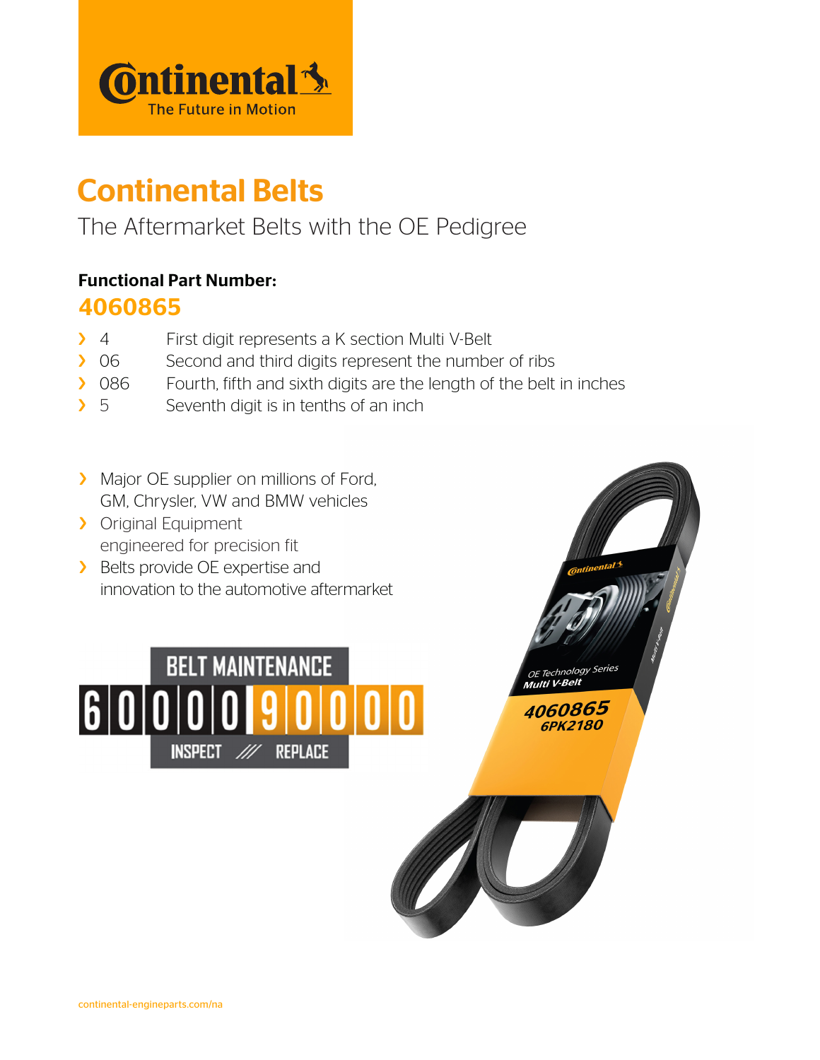**Continental** The Future in Motion

# Continental Belts

The Aftermarket Belts with the OE Pedigree

**Functional Part Number:**

## 4060865

- 4 — First digit represents a K section Multi V-Belt
- 06 — Second and third digits represent the number of ribs
- 086 — Fourth, fifth and sixth digits are the length of the belt in inches
- 5 — Seventh digit is in tenths of an inch

- Major OE supplier on millions of Ford, GM, Chrysler, VW and BMW vehicles
- Original Equipment engineered for precision fit
- Belts provide OE expertise and innovation to the automotive aftermarket

BELT MAINTENANCE

60000 90000

INSPECT /// REPLACE

Continental OE Technology Series Multi V-Belt 4060865 6PK2180

continental-engineparts.com/na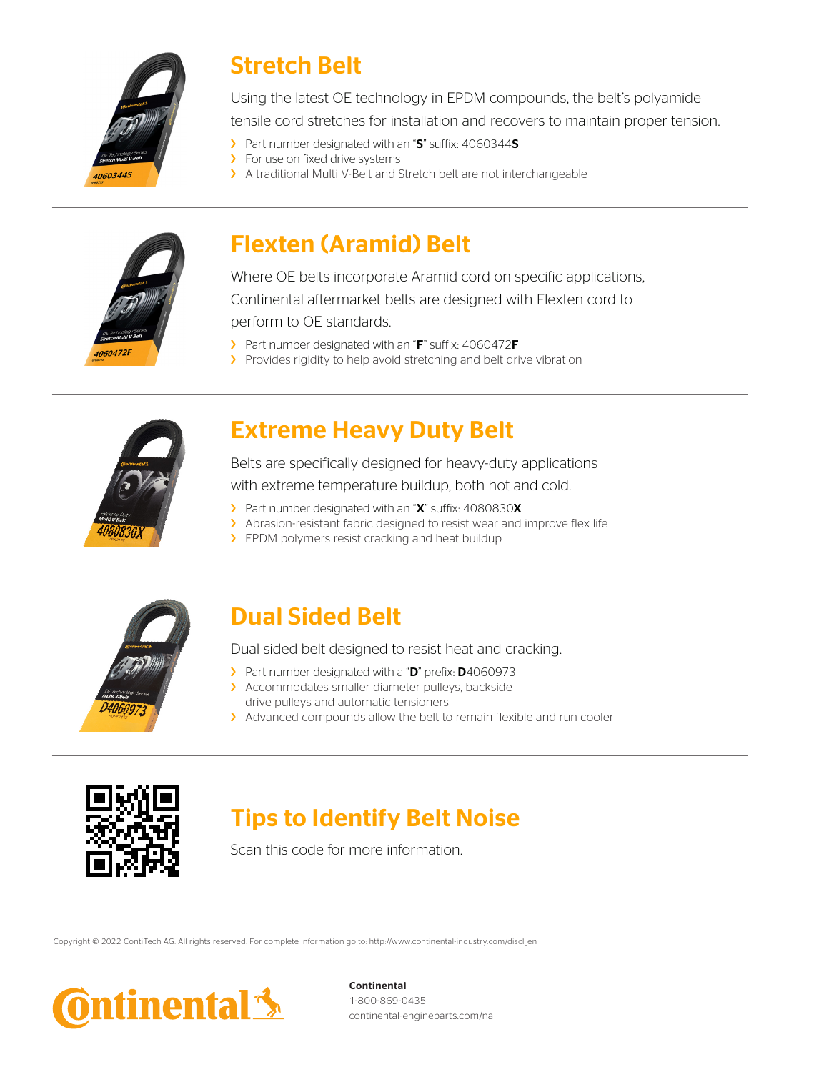## Stretch Belt

Using the latest OE technology in EPDM compounds, the belt's polyamide tensile cord stretches for installation and recovers to maintain proper tension.

- Part number designated with an "**S**" suffix: 4060344**S**
- For use on fixed drive systems
- A traditional Multi V-Belt and Stretch belt are not interchangeable

---

## Flexten (Aramid) Belt

Where OE belts incorporate Aramid cord on specific applications, Continental aftermarket belts are designed with Flexten cord to perform to OE standards.

- Part number designated with an "**F**" suffix: 4060472**F**
- Provides rigidity to help avoid stretching and belt drive vibration

---

## Extreme Heavy Duty Belt

Belts are specifically designed for heavy-duty applications with extreme temperature buildup, both hot and cold.

- Part number designated with an "**X**" suffix: 4080830**X**
- Abrasion-resistant fabric designed to resist wear and improve flex life
- EPDM polymers resist cracking and heat buildup

---

## Dual Sided Belt

Dual sided belt designed to resist heat and cracking.

- Part number designated with a "**D**" prefix: **D**4060973
- Accommodates smaller diameter pulleys, backside drive pulleys and automatic tensioners
- Advanced compounds allow the belt to remain flexible and run cooler

---

## Tips to Identify Belt Noise

Scan this code for more information.

Copyright © 2022 ContiTech AG. All rights reserved. For complete information go to: http://www.continental-industry.com/discl_en

**Continental**
1-800-869-0435
continental-engineparts.com/na